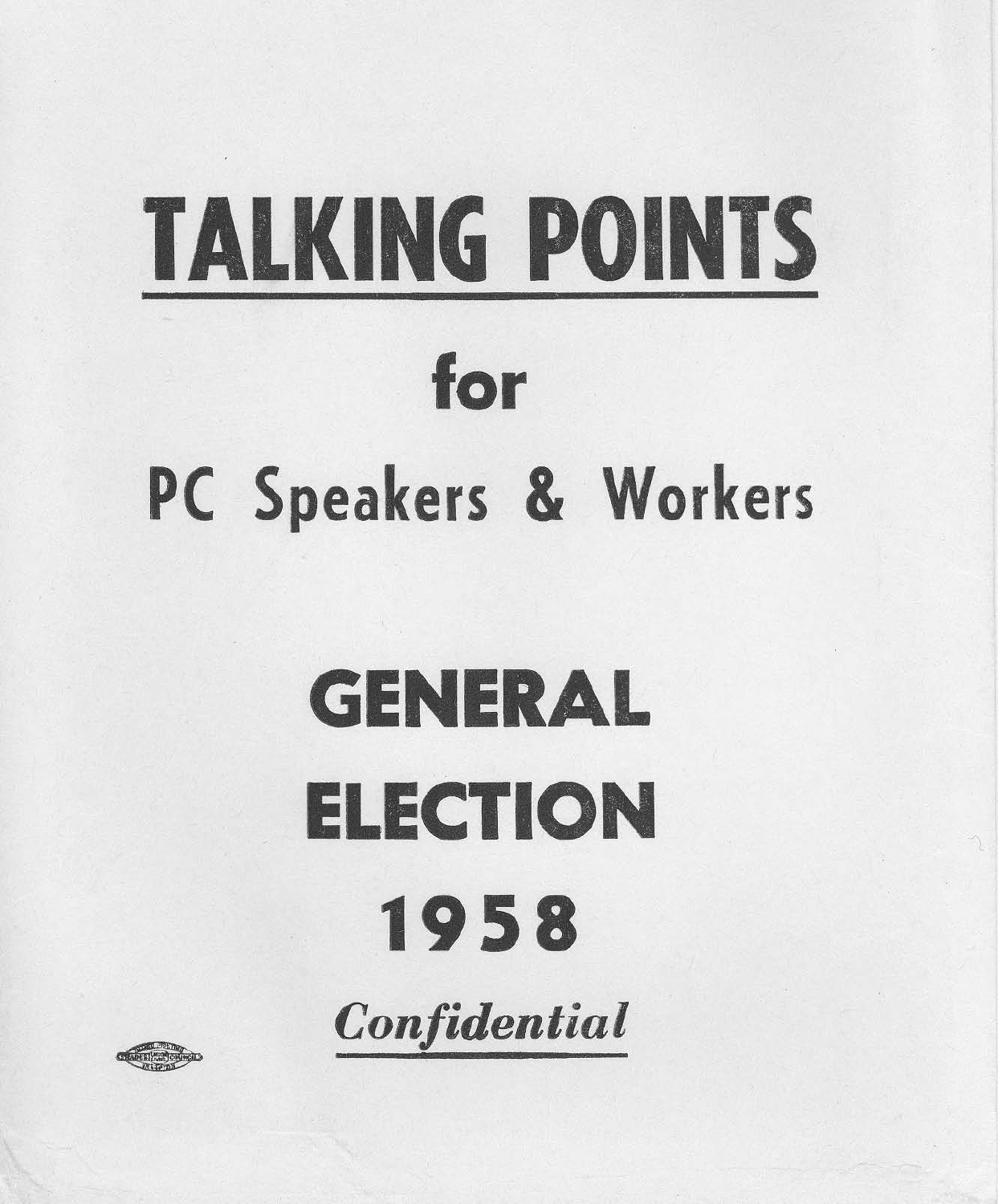# TALKING POINTS

## for

## PC Speakers & Workers

# GENERAL ELECTION 1958

***Confidential***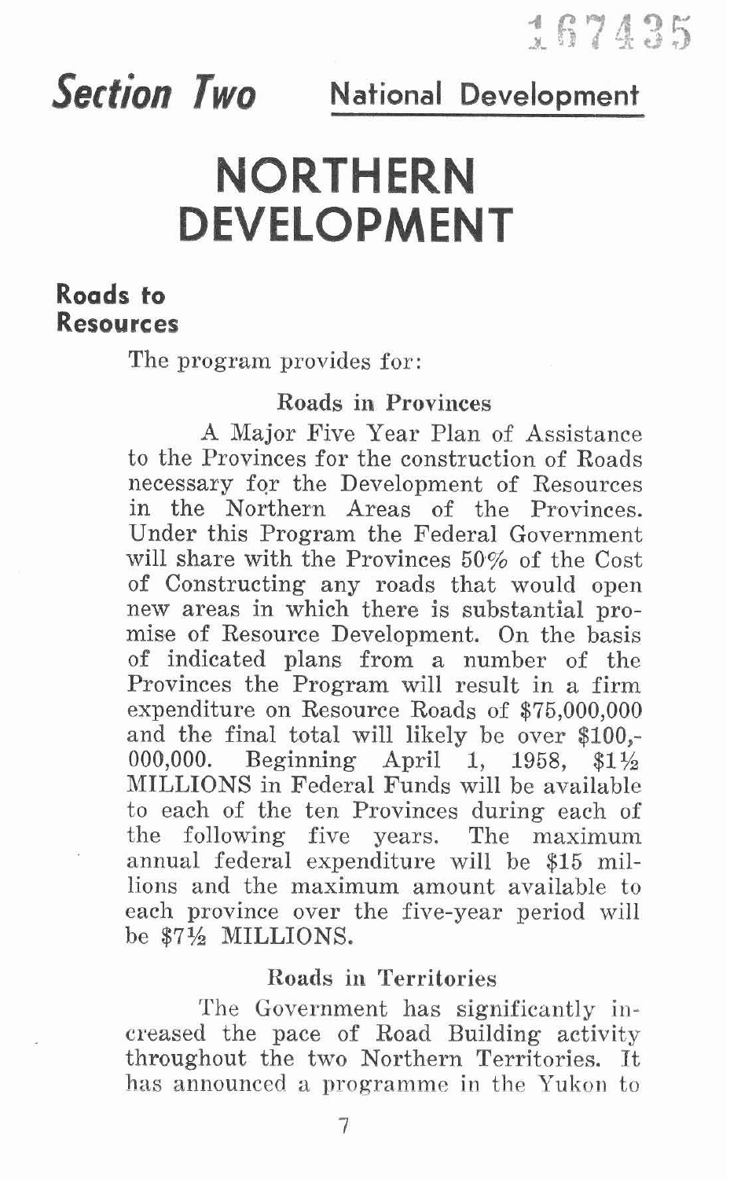167435

## *Section Two* National Development

# NORTHERN DEVELOPMENT

### Roads to Resources

The program provides for:

#### Roads in Provinces

A Major Five Year Plan of Assistance to the Provinces for the construction of Roads necessary for the Development of Resources in the Northern Areas of the Provinces. Under this Program the Federal Government will share with the Provinces 50% of the Cost of Constructing any roads that would open new areas in which there is substantial promise of Resource Development. On the basis of indicated plans from a number of the Provinces the Program will result in a firm expenditure on Resource Roads of $75,000,000 and the final total will likely be over $100,000,000. Beginning April 1, 1958, $1½ MILLIONS in Federal Funds will be available to each of the ten Provinces during each of the following five years. The maximum annual federal expenditure will be $15 millions and the maximum amount available to each province over the five-year period will be $7½ MILLIONS.

#### Roads in Territories

The Government has significantly increased the pace of Road Building activity throughout the two Northern Territories. It has announced a programme in the Yukon to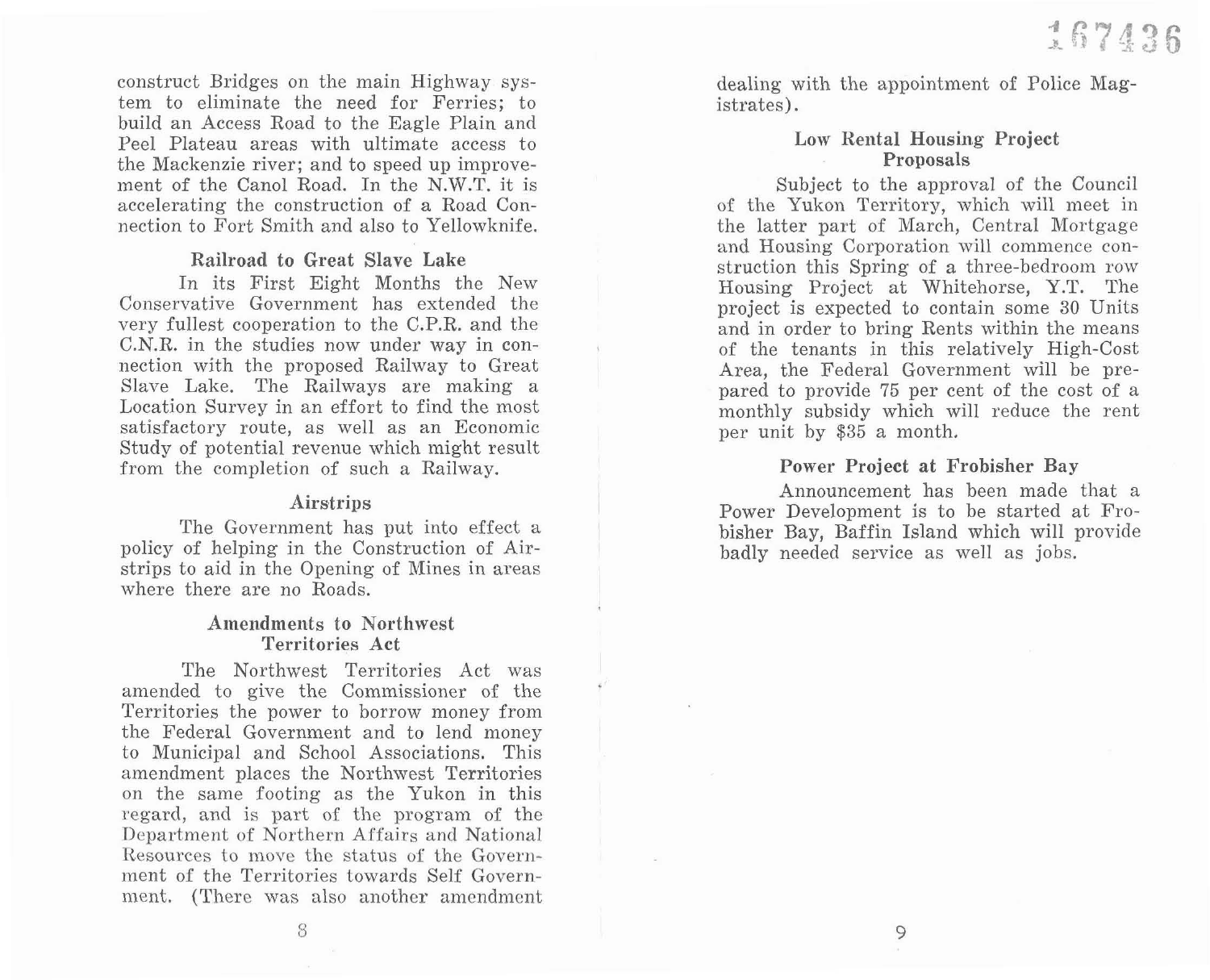construct Bridges on the main Highway system to eliminate the need for Ferries; to build an Access Road to the Eagle Plain and Peel Plateau areas with ultimate access to the Mackenzie river; and to speed up improvement of the Canol Road. In the N.W.T. it is accelerating the construction of a Road Connection to Fort Smith and also to Yellowknife.

### Railroad to Great Slave Lake

In its First Eight Months the New Conservative Government has extended the very fullest cooperation to the C.P.R. and the C.N.R. in the studies now under way in connection with the proposed Railway to Great Slave Lake. The Railways are making a Location Survey in an effort to find the most satisfactory route, as well as an Economic Study of potential revenue which might result from the completion of such a Railway.

### Airstrips

The Government has put into effect a policy of helping in the Construction of Airstrips to aid in the Opening of Mines in areas where there are no Roads.

### Amendments to Northwest Territories Act

The Northwest Territories Act was amended to give the Commissioner of the Territories the power to borrow money from the Federal Government and to lend money to Municipal and School Associations. This amendment places the Northwest Territories on the same footing as the Yukon in this regard, and is part of the program of the Department of Northern Affairs and National Resources to move the status of the Government of the Territories towards Self Government. (There was also another amendment dealing with the appointment of Police Magistrates).

### Low Rental Housing Project Proposals

Subject to the approval of the Council of the Yukon Territory, which will meet in the latter part of March, Central Mortgage and Housing Corporation will commence construction this Spring of a three-bedroom row Housing Project at Whitehorse, Y.T. The project is expected to contain some 30 Units and in order to bring Rents within the means of the tenants in this relatively High-Cost Area, the Federal Government will be prepared to provide 75 per cent of the cost of a monthly subsidy which will reduce the rent per unit by $35 a month.

### Power Project at Frobisher Bay

Announcement has been made that a Power Development is to be started at Frobisher Bay, Baffin Island which will provide badly needed service as well as jobs.